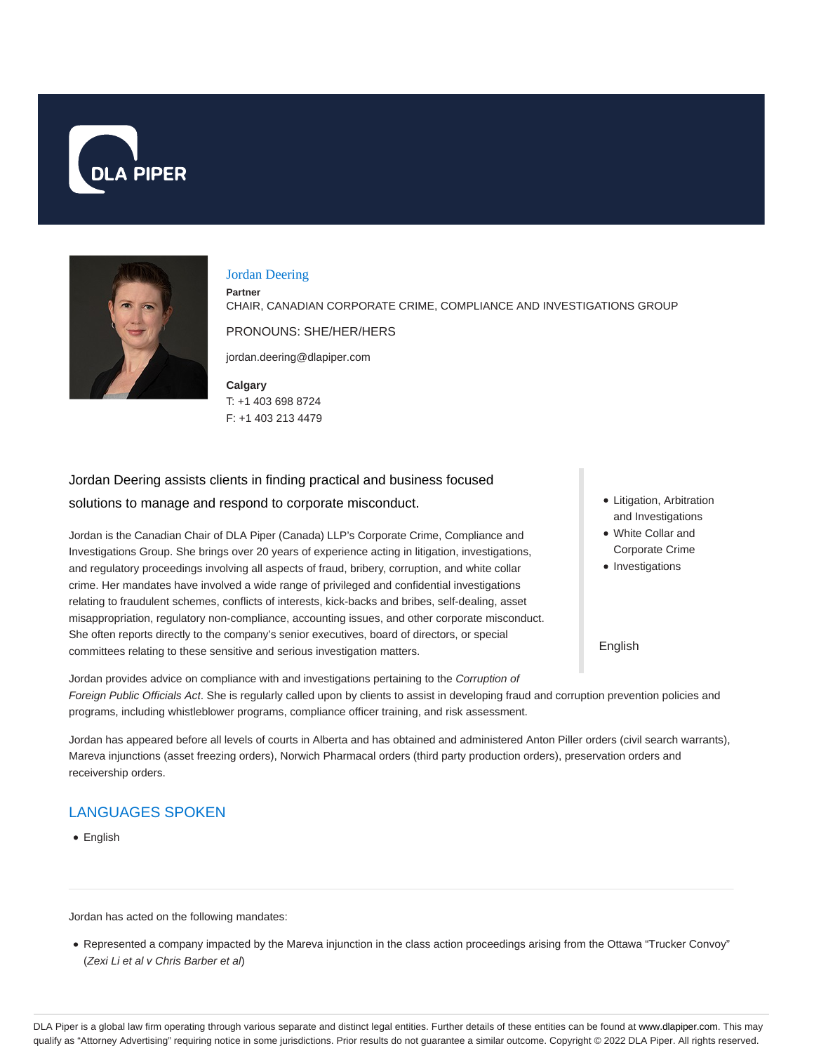# Jordan Deering

**Partner**

CHAIR, CANADIAN CORPORATE CRIME, COMPLIANCE AND INVESTIGATIONS GROUP

PRONOUNS: SHE/HER/HERS

jordan.deering@dlapiper.com

**Calgary**

T: +1 403 698 8724

F: +1 403 213 4479

- Litigation, Arbitration and Investigations
- White Collar and Corporate Crime
- Investigations

English

## Jordan Deering assists clients in finding practical and business focused solutions to manage and respond to corporate misconduct.

Jordan is the Canadian Chair of DLA Piper (Canada) LLP's Corporate Crime, Compliance and Investigations Group. She brings over 20 years of experience acting in litigation, investigations, and regulatory proceedings involving all aspects of fraud, bribery, corruption, and white collar crime. Her mandates have involved a wide range of privileged and confidential investigations relating to fraudulent schemes, conflicts of interests, kick-backs and bribes, self-dealing, asset misappropriation, regulatory non-compliance, accounting issues, and other corporate misconduct. She often reports directly to the company's senior executives, board of directors, or special committees relating to these sensitive and serious investigation matters.

Jordan provides advice on compliance with and investigations pertaining to the *Corruption of Foreign Public Officials Act*. She is regularly called upon by clients to assist in developing fraud and corruption prevention policies and programs, including whistleblower programs, compliance officer training, and risk assessment.

Jordan has appeared before all levels of courts in Alberta and has obtained and administered Anton Piller orders (civil search warrants), Mareva injunctions (asset freezing orders), Norwich Pharmacal orders (third party production orders), preservation orders and receivership orders.

## LANGUAGES SPOKEN

- English

---

Jordan has acted on the following mandates:

- Represented a company impacted by the Mareva injunction in the class action proceedings arising from the Ottawa "Trucker Convoy" (*Zexi Li et al v Chris Barber et al*)

DLA Piper is a global law firm operating through various separate and distinct legal entities. Further details of these entities can be found at www.dlapiper.com. This may qualify as "Attorney Advertising" requiring notice in some jurisdictions. Prior results do not guarantee a similar outcome. Copyright © 2022 DLA Piper. All rights reserved.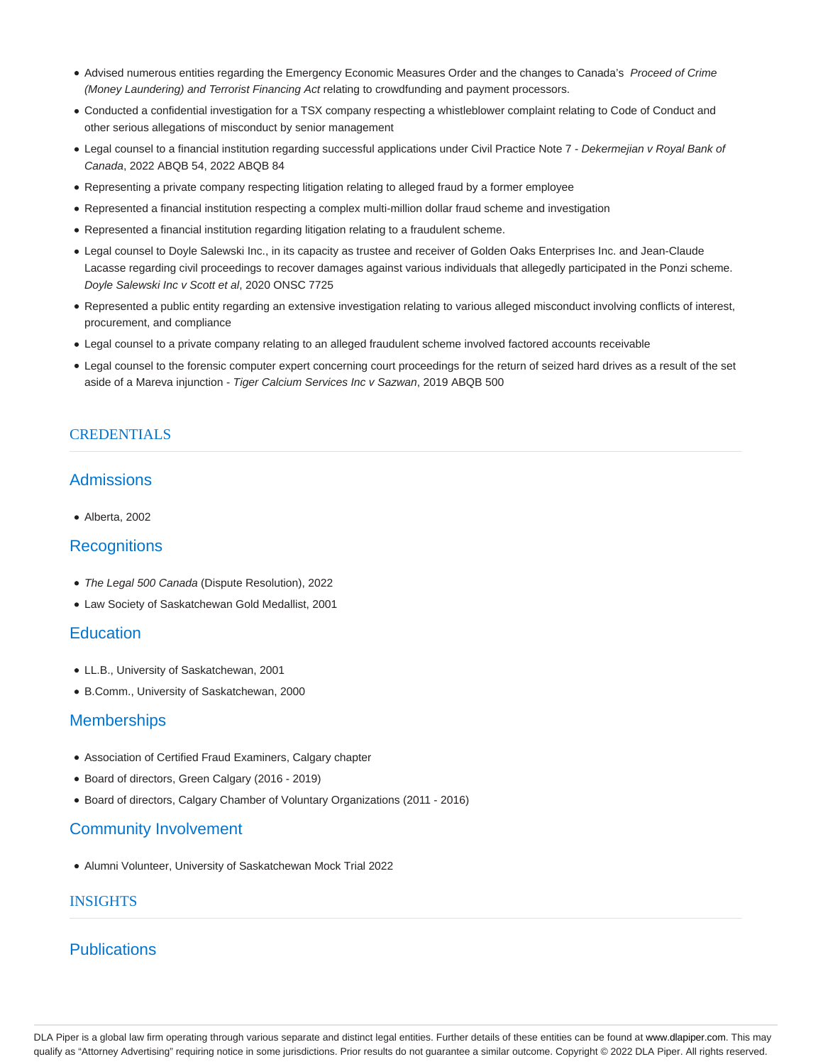- Advised numerous entities regarding the Emergency Economic Measures Order and the changes to Canada's *Proceed of Crime (Money Laundering) and Terrorist Financing Act* relating to crowdfunding and payment processors.
- Conducted a confidential investigation for a TSX company respecting a whistleblower complaint relating to Code of Conduct and other serious allegations of misconduct by senior management
- Legal counsel to a financial institution regarding successful applications under Civil Practice Note 7 - *Dekermejian v Royal Bank of Canada*, 2022 ABQB 54, 2022 ABQB 84
- Representing a private company respecting litigation relating to alleged fraud by a former employee
- Represented a financial institution respecting a complex multi-million dollar fraud scheme and investigation
- Represented a financial institution regarding litigation relating to a fraudulent scheme.
- Legal counsel to Doyle Salewski Inc., in its capacity as trustee and receiver of Golden Oaks Enterprises Inc. and Jean-Claude Lacasse regarding civil proceedings to recover damages against various individuals that allegedly participated in the Ponzi scheme. *Doyle Salewski Inc v Scott et al*, 2020 ONSC 7725
- Represented a public entity regarding an extensive investigation relating to various alleged misconduct involving conflicts of interest, procurement, and compliance
- Legal counsel to a private company relating to an alleged fraudulent scheme involved factored accounts receivable
- Legal counsel to the forensic computer expert concerning court proceedings for the return of seized hard drives as a result of the set aside of a Mareva injunction - *Tiger Calcium Services Inc v Sazwan*, 2019 ABQB 500

## CREDENTIALS

### Admissions

- Alberta, 2002

### Recognitions

- *The Legal 500 Canada* (Dispute Resolution), 2022
- Law Society of Saskatchewan Gold Medallist, 2001

### Education

- LL.B., University of Saskatchewan, 2001
- B.Comm., University of Saskatchewan, 2000

### Memberships

- Association of Certified Fraud Examiners, Calgary chapter
- Board of directors, Green Calgary (2016 - 2019)
- Board of directors, Calgary Chamber of Voluntary Organizations (2011 - 2016)

### Community Involvement

- Alumni Volunteer, University of Saskatchewan Mock Trial 2022

## INSIGHTS

### Publications

DLA Piper is a global law firm operating through various separate and distinct legal entities. Further details of these entities can be found at www.dlapiper.com. This may qualify as "Attorney Advertising" requiring notice in some jurisdictions. Prior results do not guarantee a similar outcome. Copyright © 2022 DLA Piper. All rights reserved.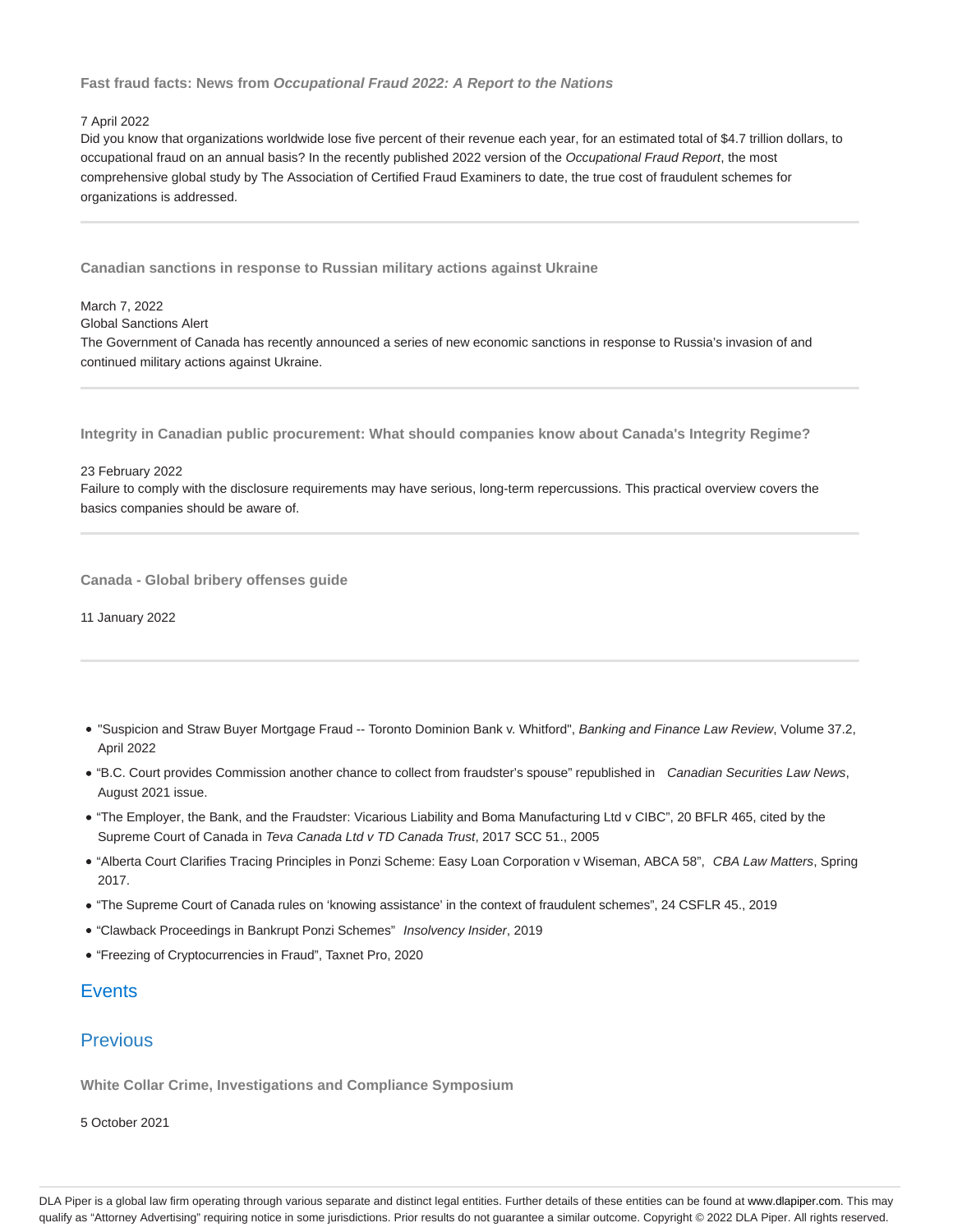**Fast fraud facts: News from *Occupational Fraud 2022: A Report to the Nations***

7 April 2022

Did you know that organizations worldwide lose five percent of their revenue each year, for an estimated total of $4.7 trillion dollars, to occupational fraud on an annual basis? In the recently published 2022 version of the *Occupational Fraud Report*, the most comprehensive global study by The Association of Certified Fraud Examiners to date, the true cost of fraudulent schemes for organizations is addressed.

---

**Canadian sanctions in response to Russian military actions against Ukraine**

March 7, 2022

Global Sanctions Alert

The Government of Canada has recently announced a series of new economic sanctions in response to Russia's invasion of and continued military actions against Ukraine.

---

**Integrity in Canadian public procurement: What should companies know about Canada's Integrity Regime?**

23 February 2022

Failure to comply with the disclosure requirements may have serious, long-term repercussions. This practical overview covers the basics companies should be aware of.

---

**Canada - Global bribery offenses guide**

11 January 2022

---

- "Suspicion and Straw Buyer Mortgage Fraud -- Toronto Dominion Bank v. Whitford", *Banking and Finance Law Review*, Volume 37.2, April 2022
- "B.C. Court provides Commission another chance to collect from fraudster's spouse" republished in *Canadian Securities Law News*, August 2021 issue.
- "The Employer, the Bank, and the Fraudster: Vicarious Liability and Boma Manufacturing Ltd v CIBC", 20 BFLR 465, cited by the Supreme Court of Canada in *Teva Canada Ltd v TD Canada Trust*, 2017 SCC 51., 2005
- "Alberta Court Clarifies Tracing Principles in Ponzi Scheme: Easy Loan Corporation v Wiseman, ABCA 58", *CBA Law Matters*, Spring 2017.
- "The Supreme Court of Canada rules on 'knowing assistance' in the context of fraudulent schemes", 24 CSFLR 45., 2019
- "Clawback Proceedings in Bankrupt Ponzi Schemes" *Insolvency Insider*, 2019
- "Freezing of Cryptocurrencies in Fraud", Taxnet Pro, 2020

## Events

## Previous

**White Collar Crime, Investigations and Compliance Symposium**

5 October 2021

DLA Piper is a global law firm operating through various separate and distinct legal entities. Further details of these entities can be found at www.dlapiper.com. This may qualify as "Attorney Advertising" requiring notice in some jurisdictions. Prior results do not guarantee a similar outcome. Copyright © 2022 DLA Piper. All rights reserved.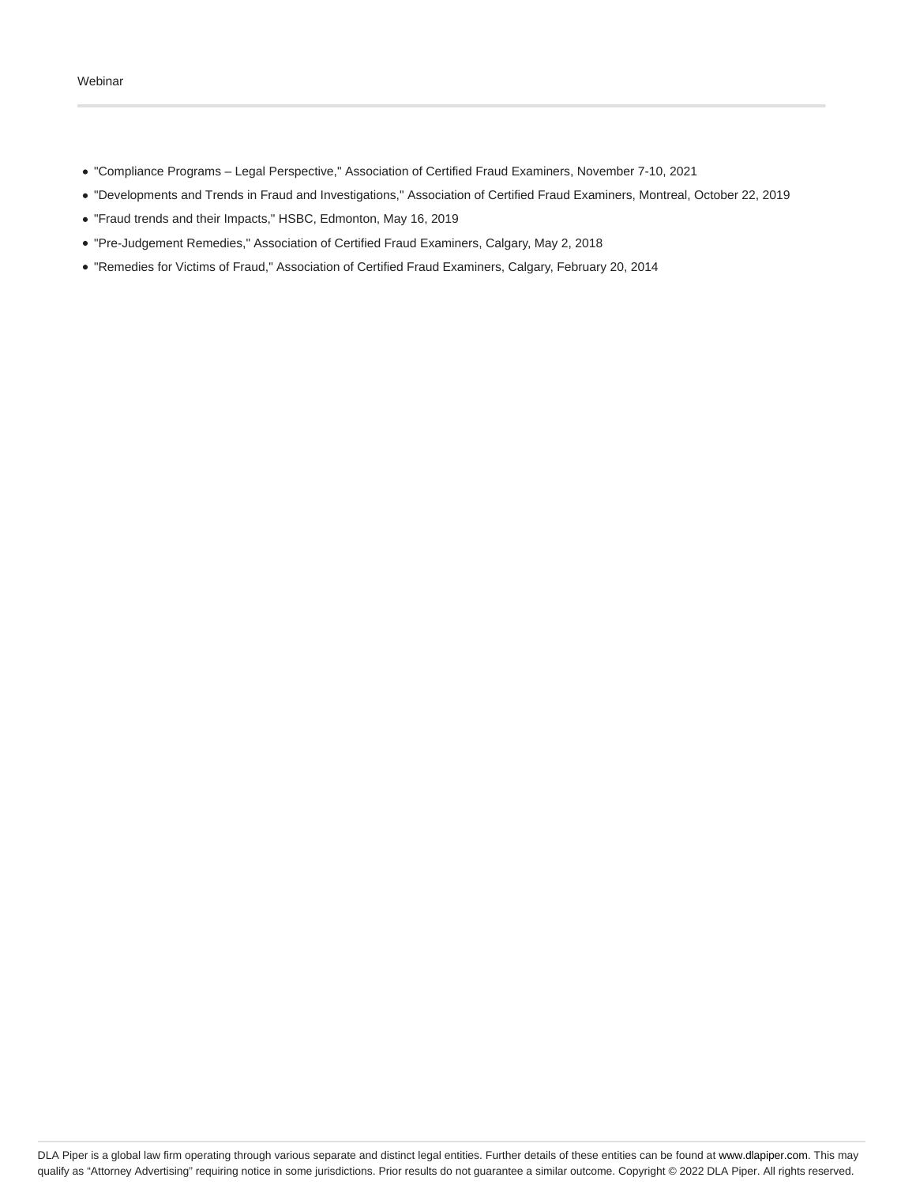Webinar

- "Compliance Programs – Legal Perspective," Association of Certified Fraud Examiners, November 7-10, 2021
- "Developments and Trends in Fraud and Investigations," Association of Certified Fraud Examiners, Montreal, October 22, 2019
- "Fraud trends and their Impacts," HSBC, Edmonton, May 16, 2019
- "Pre-Judgement Remedies," Association of Certified Fraud Examiners, Calgary, May 2, 2018
- "Remedies for Victims of Fraud," Association of Certified Fraud Examiners, Calgary, February 20, 2014